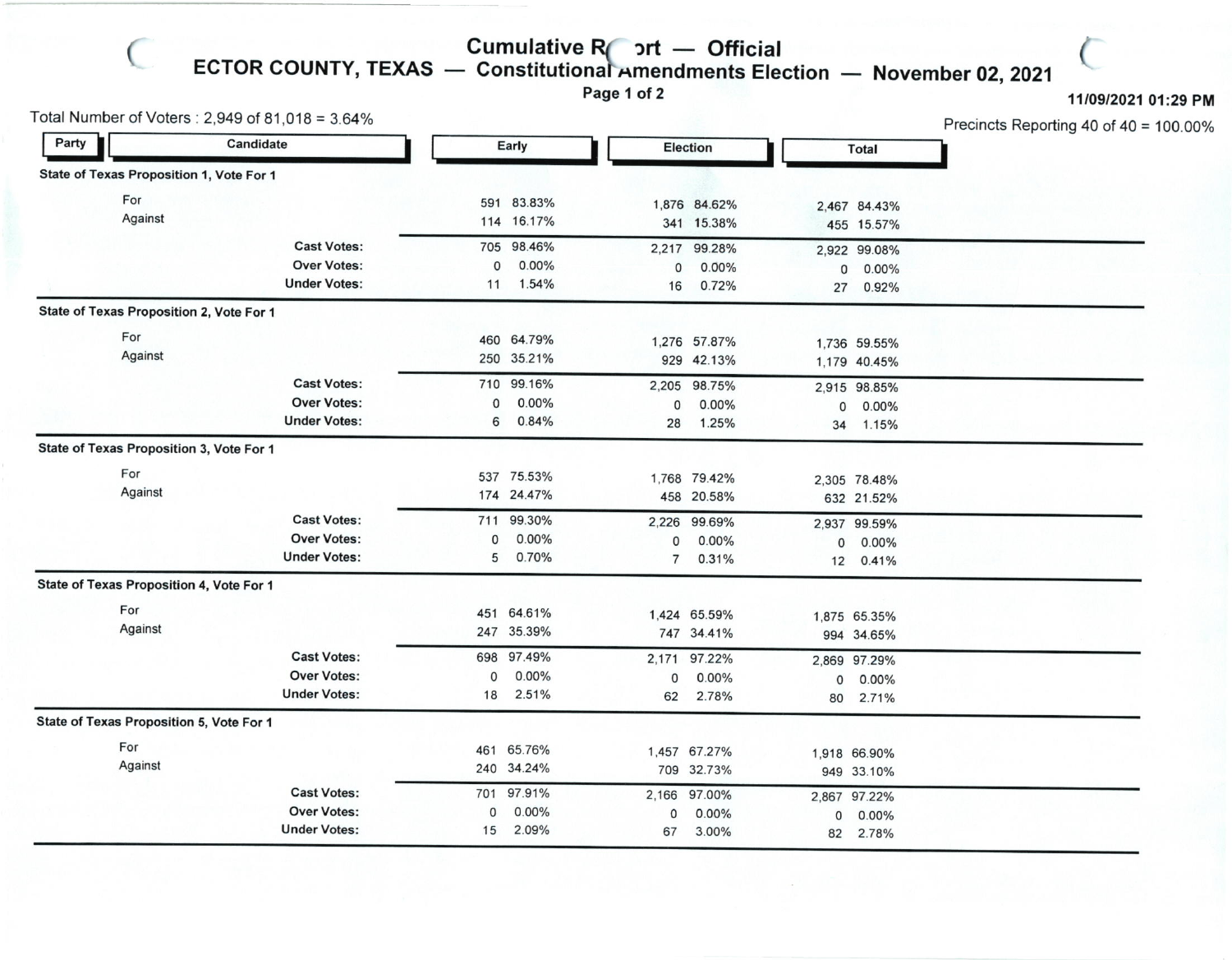# Cumulative Report — Official

## ECTOR COUNTY, TEXAS — Constitutional Amendments Election — November 02, 2021

11/09/2021 01:29 PM

Total Number of Voters : 2,949 of 81,018 = 3.64%

Precincts Reporting 40 of 40 = 100.00%

| Party | Candidate | Early | | Election | | Total | |
|---|---|---|---|---|---|---|---|
| **State of Texas Proposition 1, Vote For 1** | | | | | | | |
| | For | 591 | 83.83% | 1,876 | 84.62% | 2,467 | 84.43% |
| | Against | 114 | 16.17% | 341 | 15.38% | 455 | 15.57% |
| | **Cast Votes:** | 705 | 98.46% | 2,217 | 99.28% | 2,922 | 99.08% |
| | **Over Votes:** | 0 | 0.00% | 0 | 0.00% | 0 | 0.00% |
| | **Under Votes:** | 11 | 1.54% | 16 | 0.72% | 27 | 0.92% |
| **State of Texas Proposition 2, Vote For 1** | | | | | | | |
| | For | 460 | 64.79% | 1,276 | 57.87% | 1,736 | 59.55% |
| | Against | 250 | 35.21% | 929 | 42.13% | 1,179 | 40.45% |
| | **Cast Votes:** | 710 | 99.16% | 2,205 | 98.75% | 2,915 | 98.85% |
| | **Over Votes:** | 0 | 0.00% | 0 | 0.00% | 0 | 0.00% |
| | **Under Votes:** | 6 | 0.84% | 28 | 1.25% | 34 | 1.15% |
| **State of Texas Proposition 3, Vote For 1** | | | | | | | |
| | For | 537 | 75.53% | 1,768 | 79.42% | 2,305 | 78.48% |
| | Against | 174 | 24.47% | 458 | 20.58% | 632 | 21.52% |
| | **Cast Votes:** | 711 | 99.30% | 2,226 | 99.69% | 2,937 | 99.59% |
| | **Over Votes:** | 0 | 0.00% | 0 | 0.00% | 0 | 0.00% |
| | **Under Votes:** | 5 | 0.70% | 7 | 0.31% | 12 | 0.41% |
| **State of Texas Proposition 4, Vote For 1** | | | | | | | |
| | For | 451 | 64.61% | 1,424 | 65.59% | 1,875 | 65.35% |
| | Against | 247 | 35.39% | 747 | 34.41% | 994 | 34.65% |
| | **Cast Votes:** | 698 | 97.49% | 2,171 | 97.22% | 2,869 | 97.29% |
| | **Over Votes:** | 0 | 0.00% | 0 | 0.00% | 0 | 0.00% |
| | **Under Votes:** | 18 | 2.51% | 62 | 2.78% | 80 | 2.71% |
| **State of Texas Proposition 5, Vote For 1** | | | | | | | |
| | For | 461 | 65.76% | 1,457 | 67.27% | 1,918 | 66.90% |
| | Against | 240 | 34.24% | 709 | 32.73% | 949 | 33.10% |
| | **Cast Votes:** | 701 | 97.91% | 2,166 | 97.00% | 2,867 | 97.22% |
| | **Over Votes:** | 0 | 0.00% | 0 | 0.00% | 0 | 0.00% |
| | **Under Votes:** | 15 | 2.09% | 67 | 3.00% | 82 | 2.78% |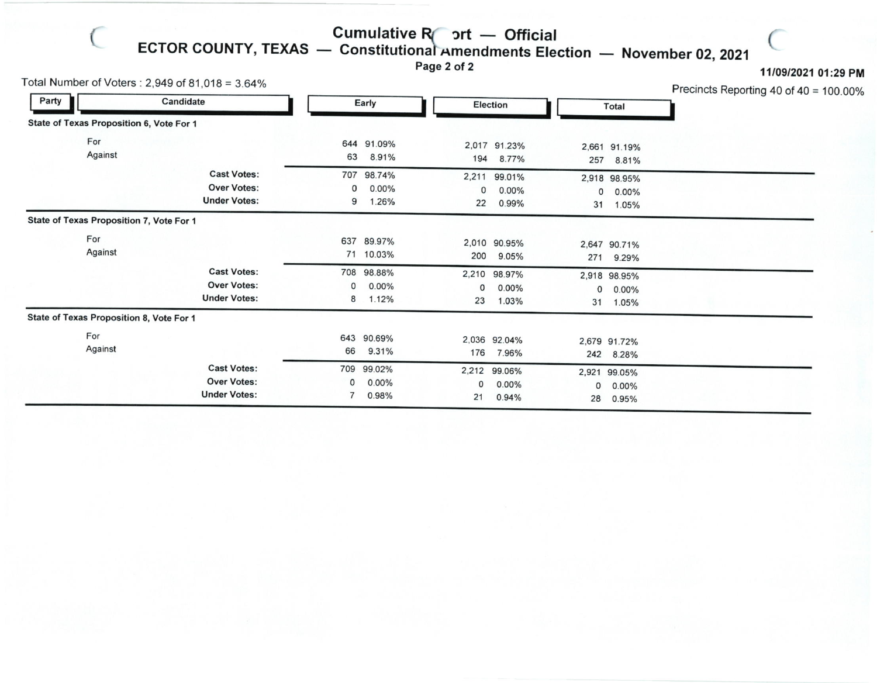# Cumulative Report — Official

## ECTOR COUNTY, TEXAS — Constitutional Amendments Election — November 02, 2021

11/09/2021 01:29 PM

Total Number of Voters : 2,949 of 81,018 = 3.64%

Precincts Reporting 40 of 40 = 100.00%

| Party | Candidate | Early | | Election | | Total | |
|---|---|---|---|---|---|---|---|
| **State of Texas Proposition 6, Vote For 1** | | | | | | | |
| | For | 644 | 91.09% | 2,017 | 91.23% | 2,661 | 91.19% |
| | Against | 63 | 8.91% | 194 | 8.77% | 257 | 8.81% |
| | **Cast Votes:** | 707 | 98.74% | 2,211 | 99.01% | 2,918 | 98.95% |
| | **Over Votes:** | 0 | 0.00% | 0 | 0.00% | 0 | 0.00% |
| | **Under Votes:** | 9 | 1.26% | 22 | 0.99% | 31 | 1.05% |
| **State of Texas Proposition 7, Vote For 1** | | | | | | | |
| | For | 637 | 89.97% | 2,010 | 90.95% | 2,647 | 90.71% |
| | Against | 71 | 10.03% | 200 | 9.05% | 271 | 9.29% |
| | **Cast Votes:** | 708 | 98.88% | 2,210 | 98.97% | 2,918 | 98.95% |
| | **Over Votes:** | 0 | 0.00% | 0 | 0.00% | 0 | 0.00% |
| | **Under Votes:** | 8 | 1.12% | 23 | 1.03% | 31 | 1.05% |
| **State of Texas Proposition 8, Vote For 1** | | | | | | | |
| | For | 643 | 90.69% | 2,036 | 92.04% | 2,679 | 91.72% |
| | Against | 66 | 9.31% | 176 | 7.96% | 242 | 8.28% |
| | **Cast Votes:** | 709 | 99.02% | 2,212 | 99.06% | 2,921 | 99.05% |
| | **Over Votes:** | 0 | 0.00% | 0 | 0.00% | 0 | 0.00% |
| | **Under Votes:** | 7 | 0.98% | 21 | 0.94% | 28 | 0.95% |